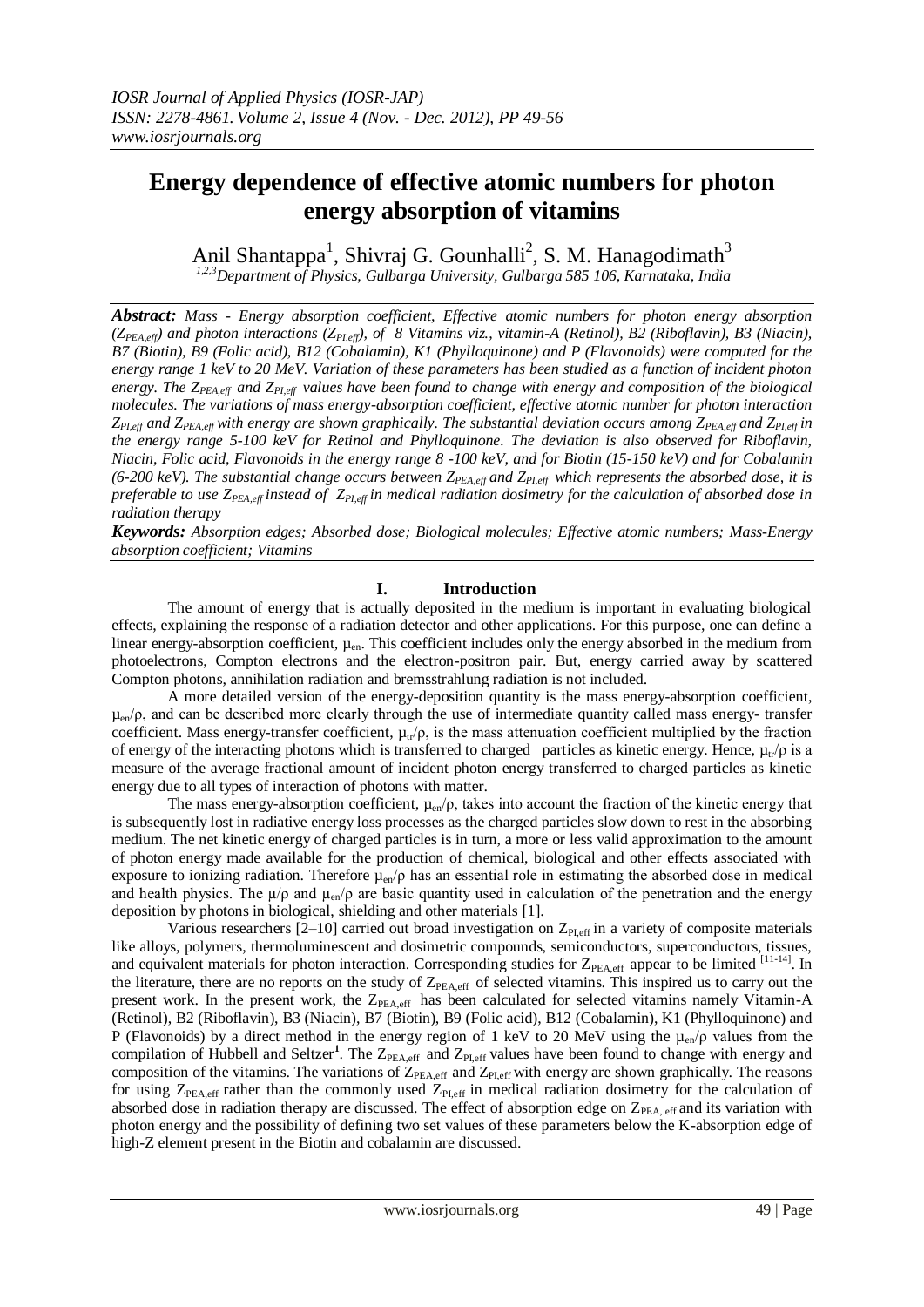# Energy dependence of effective atomic numbers for photon energy absorption of vitamins

Anil Shantappa[1], Shivraj G. Gounhalli[2], S. M. Hanagodimath[3]

[1,2,3]*Department of Physics, Gulbarga University, Gulbarga 585 106, Karnataka, India*

***Abstract:*** *Mass - Energy absorption coefficient, Effective atomic numbers for photon energy absorption ($Z_{PEA,eff}$) and photon interactions ($Z_{PI,eff}$), of 8 Vitamins viz., vitamin-A (Retinol), B2 (Riboflavin), B3 (Niacin), B7 (Biotin), B9 (Folic acid), B12 (Cobalamin), K1 (Phylloquinone) and P (Flavonoids) were computed for the energy range 1 keV to 20 MeV. Variation of these parameters has been studied as a function of incident photon energy. The $Z_{PEA,eff}$ and $Z_{PI,eff}$ values have been found to change with energy and composition of the biological molecules. The variations of mass energy-absorption coefficient, effective atomic number for photon interaction $Z_{PI,eff}$ and $Z_{PEA,eff}$ with energy are shown graphically. The substantial deviation occurs among $Z_{PEA,eff}$ and $Z_{PI,eff}$ in the energy range 5-100 keV for Retinol and Phylloquinone. The deviation is also observed for Riboflavin, Niacin, Folic acid, Flavonoids in the energy range 8 -100 keV, and for Biotin (15-150 keV) and for Cobalamin (6-200 keV). The substantial change occurs between $Z_{PEA,eff}$ and $Z_{PI,eff}$ which represents the absorbed dose, it is preferable to use $Z_{PEA,eff}$ instead of $Z_{PI,eff}$ in medical radiation dosimetry for the calculation of absorbed dose in radiation therapy*

***Keywords:*** *Absorption edges; Absorbed dose; Biological molecules; Effective atomic numbers; Mass-Energy absorption coefficient; Vitamins*

## I. Introduction

The amount of energy that is actually deposited in the medium is important in evaluating biological effects, explaining the response of a radiation detector and other applications. For this purpose, one can define a linear energy-absorption coefficient, $\mu_{en}$. This coefficient includes only the energy absorbed in the medium from photoelectrons, Compton electrons and the electron-positron pair. But, energy carried away by scattered Compton photons, annihilation radiation and bremsstrahlung radiation is not included.

A more detailed version of the energy-deposition quantity is the mass energy-absorption coefficient, $\mu_{en}/\rho$, and can be described more clearly through the use of intermediate quantity called mass energy- transfer coefficient. Mass energy-transfer coefficient, $\mu_{tr}/\rho$, is the mass attenuation coefficient multiplied by the fraction of energy of the interacting photons which is transferred to charged particles as kinetic energy. Hence, $\mu_{tr}/\rho$ is a measure of the average fractional amount of incident photon energy transferred to charged particles as kinetic energy due to all types of interaction of photons with matter.

The mass energy-absorption coefficient, $\mu_{en}/\rho$, takes into account the fraction of the kinetic energy that is subsequently lost in radiative energy loss processes as the charged particles slow down to rest in the absorbing medium. The net kinetic energy of charged particles is in turn, a more or less valid approximation to the amount of photon energy made available for the production of chemical, biological and other effects associated with exposure to ionizing radiation. Therefore $\mu_{en}/\rho$ has an essential role in estimating the absorbed dose in medical and health physics. The $\mu/\rho$ and $\mu_{en}/\rho$ are basic quantity used in calculation of the penetration and the energy deposition by photons in biological, shielding and other materials [1].

Various researchers [2–10] carried out broad investigation on $Z_{PI,eff}$ in a variety of composite materials like alloys, polymers, thermoluminescent and dosimetric compounds, semiconductors, superconductors, tissues, and equivalent materials for photon interaction. Corresponding studies for $Z_{PEA,eff}$ appear to be limited [11-14]. In the literature, there are no reports on the study of $Z_{PEA,eff}$ of selected vitamins. This inspired us to carry out the present work. In the present work, the $Z_{PEA,eff}$ has been calculated for selected vitamins namely Vitamin-A (Retinol), B2 (Riboflavin), B3 (Niacin), B7 (Biotin), B9 (Folic acid), B12 (Cobalamin), K1 (Phylloquinone) and P (Flavonoids) by a direct method in the energy region of 1 keV to 20 MeV using the $\mu_{en}/\rho$ values from the compilation of Hubbell and Seltzer[1]. The $Z_{PEA,eff}$ and $Z_{PI,eff}$ values have been found to change with energy and composition of the vitamins. The variations of $Z_{PEA,eff}$ and $Z_{PI,eff}$ with energy are shown graphically. The reasons for using $Z_{PEA,eff}$ rather than the commonly used $Z_{PI,eff}$ in medical radiation dosimetry for the calculation of absorbed dose in radiation therapy are discussed. The effect of absorption edge on $Z_{PEA,eff}$ and its variation with photon energy and the possibility of defining two set values of these parameters below the K-absorption edge of high-Z element present in the Biotin and cobalamin are discussed.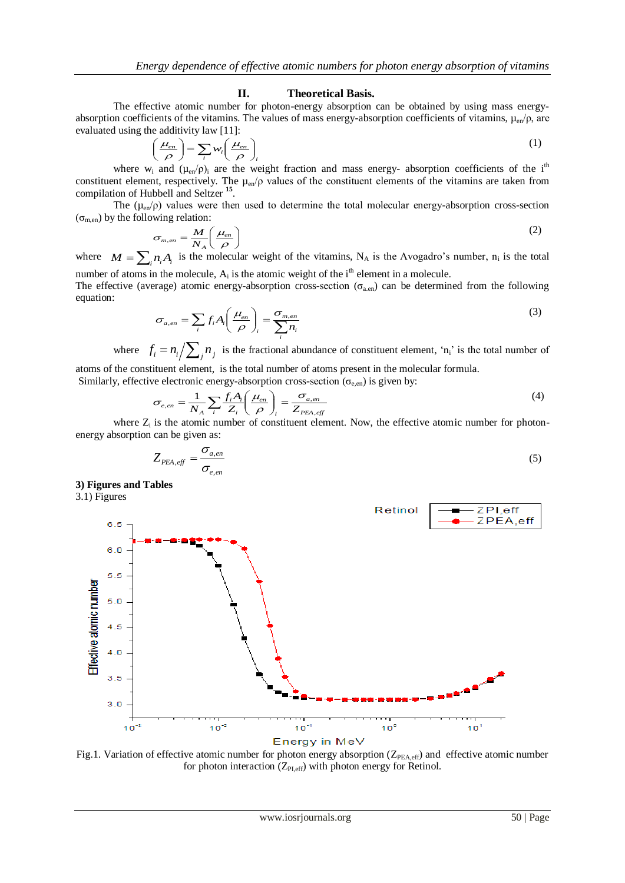## II. Theoretical Basis.

The effective atomic number for photon-energy absorption can be obtained by using mass energy-absorption coefficients of the vitamins. The values of mass energy-absorption coefficients of vitamins, $\mu_{en}/\rho$, are evaluated using the additivity law [11]:

$$\left(\frac{\mu_{en}}{\rho}\right) = \sum_i w_i \left(\frac{\mu_{en}}{\rho}\right)_i \tag{1}$$

where $w_i$ and $(\mu_{en}/\rho)_i$ are the weight fraction and mass energy- absorption coefficients of the i[th] constituent element, respectively. The $\mu_{en}/\rho$ values of the constituent elements of the vitamins are taken from compilation of Hubbell and Seltzer [15].

The $(\mu_{en}/\rho)$ values were then used to determine the total molecular energy-absorption cross-section ($\sigma_{m,en}$) by the following relation:

$$\sigma_{m,en} = \frac{M}{N_A}\left(\frac{\mu_{en}}{\rho}\right) \tag{2}$$

where $M = \sum_i n_i A_i$ is the molecular weight of the vitamins, $N_A$ is the Avogadro's number, $n_i$ is the total number of atoms in the molecule, $A_i$ is the atomic weight of the i[th] element in a molecule.

The effective (average) atomic energy-absorption cross-section ($\sigma_{a.en}$) can be determined from the following equation:

$$\sigma_{a,en} = \sum_i f_i A_i \left(\frac{\mu_{en}}{\rho}\right)_i = \frac{\sigma_{m,en}}{\sum_i n_i} \tag{3}$$

where $f_i = n_i \big/ \sum_j n_j$ is the fractional abundance of constituent element, '$n_i$' is the total number of atoms of the constituent element, is the total number of atoms present in the molecular formula.

Similarly, effective electronic energy-absorption cross-section ($\sigma_{e,en}$) is given by:

$$\sigma_{e,en} = \frac{1}{N_A}\sum_i \frac{f_i A_i}{Z_i}\left(\frac{\mu_{en}}{\rho}\right)_i = \frac{\sigma_{a,en}}{Z_{PEA,eff}} \tag{4}$$

where $Z_i$ is the atomic number of constituent element. Now, the effective atomic number for photon-energy absorption can be given as:

$$Z_{PEA,eff} = \frac{\sigma_{a,en}}{\sigma_{e,en}} \tag{5}$$

**3) Figures and Tables**

3.1) Figures

Fig.1. Variation of effective atomic number for photon energy absorption ($Z_{PEA,eff}$) and effective atomic number for photon interaction ($Z_{PI,eff}$) with photon energy for Retinol.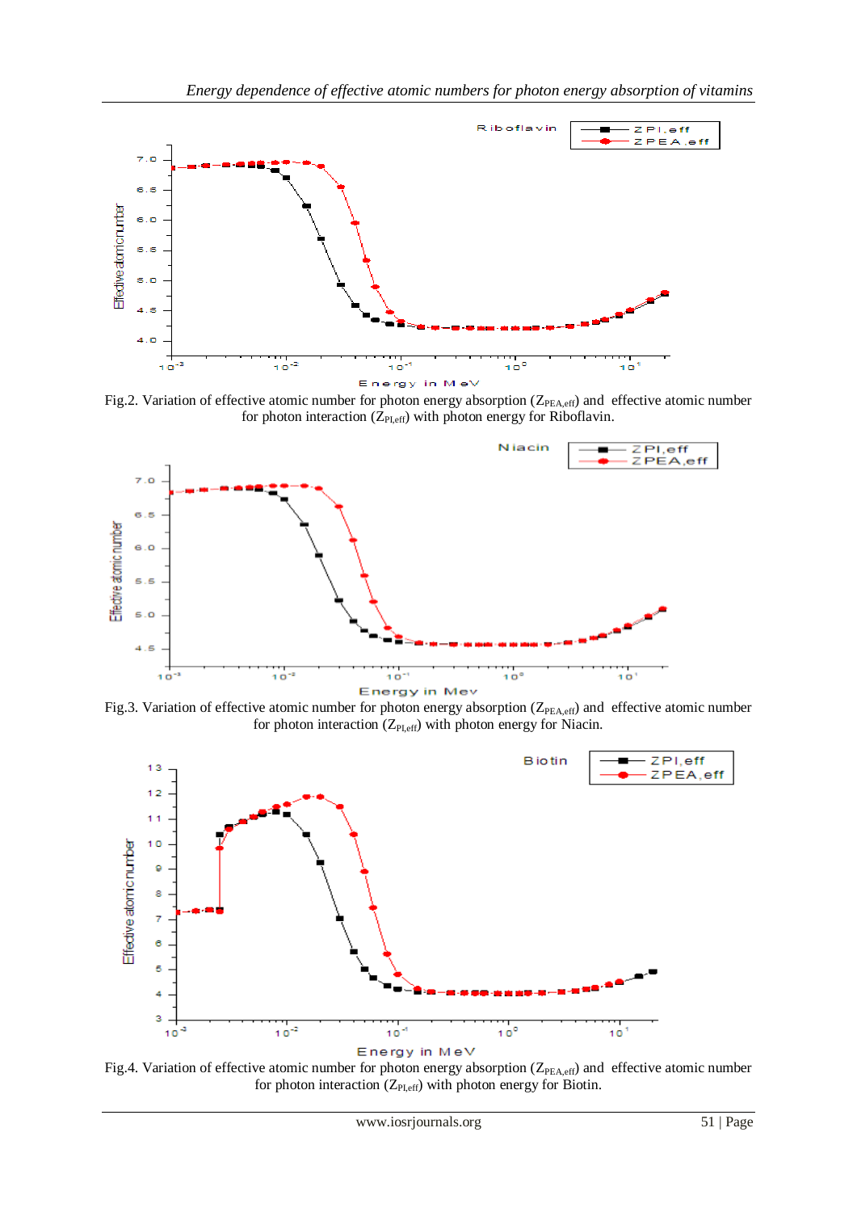Fig.2. Variation of effective atomic number for photon energy absorption ($Z_{PEA,eff}$) and effective atomic number for photon interaction ($Z_{PI,eff}$) with photon energy for Riboflavin.

Fig.3. Variation of effective atomic number for photon energy absorption ($Z_{PEA,eff}$) and effective atomic number for photon interaction ($Z_{PI,eff}$) with photon energy for Niacin.

Fig.4. Variation of effective atomic number for photon energy absorption ($Z_{PEA,eff}$) and effective atomic number for photon interaction ($Z_{PI,eff}$) with photon energy for Biotin.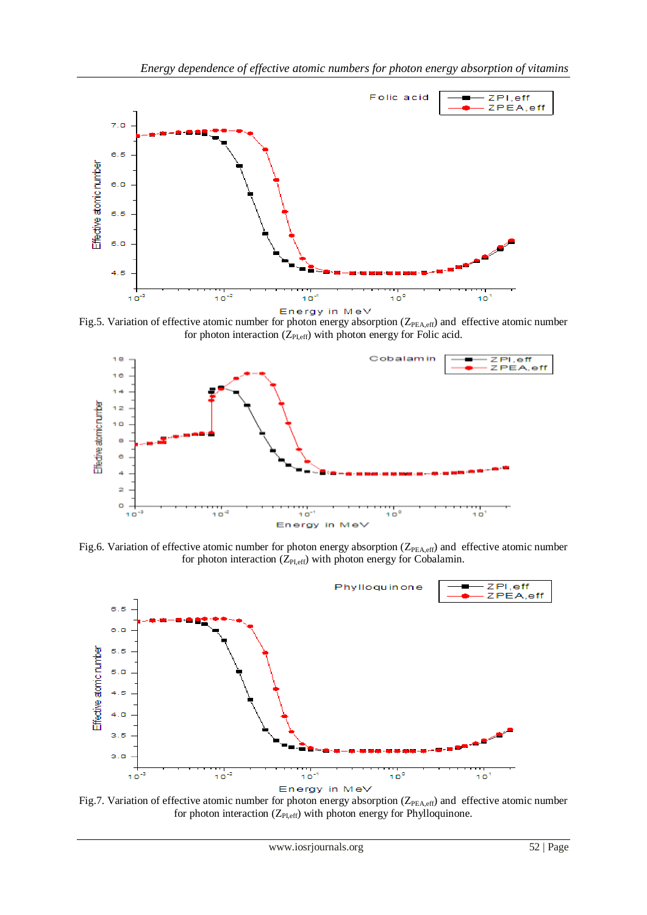Fig.5. Variation of effective atomic number for photon energy absorption ($Z_{PEA,eff}$) and effective atomic number for photon interaction ($Z_{PI,eff}$) with photon energy for Folic acid.

Fig.6. Variation of effective atomic number for photon energy absorption ($Z_{PEA,eff}$) and effective atomic number for photon interaction ($Z_{PI,eff}$) with photon energy for Cobalamin.

Fig.7. Variation of effective atomic number for photon energy absorption ($Z_{PEA,eff}$) and effective atomic number for photon interaction ($Z_{PI,eff}$) with photon energy for Phylloquinone.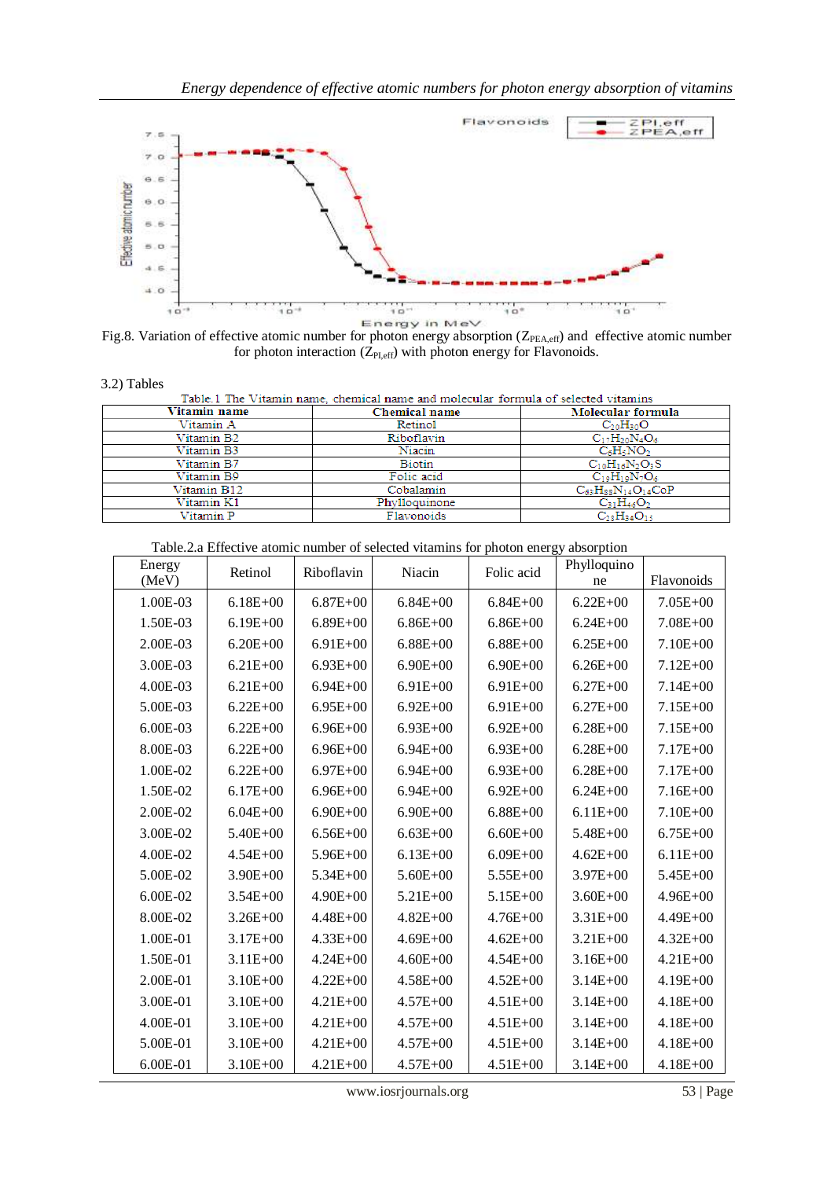Fig.8. Variation of effective atomic number for photon energy absorption ($Z_{PEA,eff}$) and effective atomic number for photon interaction ($Z_{PI,eff}$) with photon energy for Flavonoids.

3.2) Tables

Table.1 The Vitamin name, chemical name and molecular formula of selected vitamins

| Vitamin name | Chemical name | Molecular formula |
|---|---|---|
| Vitamin A | Retinol | $C_{20}H_{30}O$ |
| Vitamin B2 | Riboflavin | $C_{17}H_{20}N_4O_6$ |
| Vitamin B3 | Niacin | $C_6H_5NO_2$ |
| Vitamin B7 | Biotin | $C_{10}H_{16}N_2O_3S$ |
| Vitamin B9 | Folic acid | $C_{19}H_{19}N_7O_6$ |
| Vitamin B12 | Cobalamin | $C_{63}H_{88}N_{14}O_{14}CoP$ |
| Vitamin K1 | Phylloquinone | $C_{31}H_{46}O_2$ |
| Vitamin P | Flavonoids | $C_{28}H_{34}O_{15}$ |

Table.2.a Effective atomic number of selected vitamins for photon energy absorption

| Energy (MeV) | Retinol | Riboflavin | Niacin | Folic acid | Phylloquinone | Flavonoids |
|---|---|---|---|---|---|---|
| 1.00E-03 | 6.18E+00 | 6.87E+00 | 6.84E+00 | 6.84E+00 | 6.22E+00 | 7.05E+00 |
| 1.50E-03 | 6.19E+00 | 6.89E+00 | 6.86E+00 | 6.86E+00 | 6.24E+00 | 7.08E+00 |
| 2.00E-03 | 6.20E+00 | 6.91E+00 | 6.88E+00 | 6.88E+00 | 6.25E+00 | 7.10E+00 |
| 3.00E-03 | 6.21E+00 | 6.93E+00 | 6.90E+00 | 6.90E+00 | 6.26E+00 | 7.12E+00 |
| 4.00E-03 | 6.21E+00 | 6.94E+00 | 6.91E+00 | 6.91E+00 | 6.27E+00 | 7.14E+00 |
| 5.00E-03 | 6.22E+00 | 6.95E+00 | 6.92E+00 | 6.91E+00 | 6.27E+00 | 7.15E+00 |
| 6.00E-03 | 6.22E+00 | 6.96E+00 | 6.93E+00 | 6.92E+00 | 6.28E+00 | 7.15E+00 |
| 8.00E-03 | 6.22E+00 | 6.96E+00 | 6.94E+00 | 6.93E+00 | 6.28E+00 | 7.17E+00 |
| 1.00E-02 | 6.22E+00 | 6.97E+00 | 6.94E+00 | 6.93E+00 | 6.28E+00 | 7.17E+00 |
| 1.50E-02 | 6.17E+00 | 6.96E+00 | 6.94E+00 | 6.92E+00 | 6.24E+00 | 7.16E+00 |
| 2.00E-02 | 6.04E+00 | 6.90E+00 | 6.90E+00 | 6.88E+00 | 6.11E+00 | 7.10E+00 |
| 3.00E-02 | 5.40E+00 | 6.56E+00 | 6.63E+00 | 6.60E+00 | 5.48E+00 | 6.75E+00 |
| 4.00E-02 | 4.54E+00 | 5.96E+00 | 6.13E+00 | 6.09E+00 | 4.62E+00 | 6.11E+00 |
| 5.00E-02 | 3.90E+00 | 5.34E+00 | 5.60E+00 | 5.55E+00 | 3.97E+00 | 5.45E+00 |
| 6.00E-02 | 3.54E+00 | 4.90E+00 | 5.21E+00 | 5.15E+00 | 3.60E+00 | 4.96E+00 |
| 8.00E-02 | 3.26E+00 | 4.48E+00 | 4.82E+00 | 4.76E+00 | 3.31E+00 | 4.49E+00 |
| 1.00E-01 | 3.17E+00 | 4.33E+00 | 4.69E+00 | 4.62E+00 | 3.21E+00 | 4.32E+00 |
| 1.50E-01 | 3.11E+00 | 4.24E+00 | 4.60E+00 | 4.54E+00 | 3.16E+00 | 4.21E+00 |
| 2.00E-01 | 3.10E+00 | 4.22E+00 | 4.58E+00 | 4.52E+00 | 3.14E+00 | 4.19E+00 |
| 3.00E-01 | 3.10E+00 | 4.21E+00 | 4.57E+00 | 4.51E+00 | 3.14E+00 | 4.18E+00 |
| 4.00E-01 | 3.10E+00 | 4.21E+00 | 4.57E+00 | 4.51E+00 | 3.14E+00 | 4.18E+00 |
| 5.00E-01 | 3.10E+00 | 4.21E+00 | 4.57E+00 | 4.51E+00 | 3.14E+00 | 4.18E+00 |
| 6.00E-01 | 3.10E+00 | 4.21E+00 | 4.57E+00 | 4.51E+00 | 3.14E+00 | 4.18E+00 |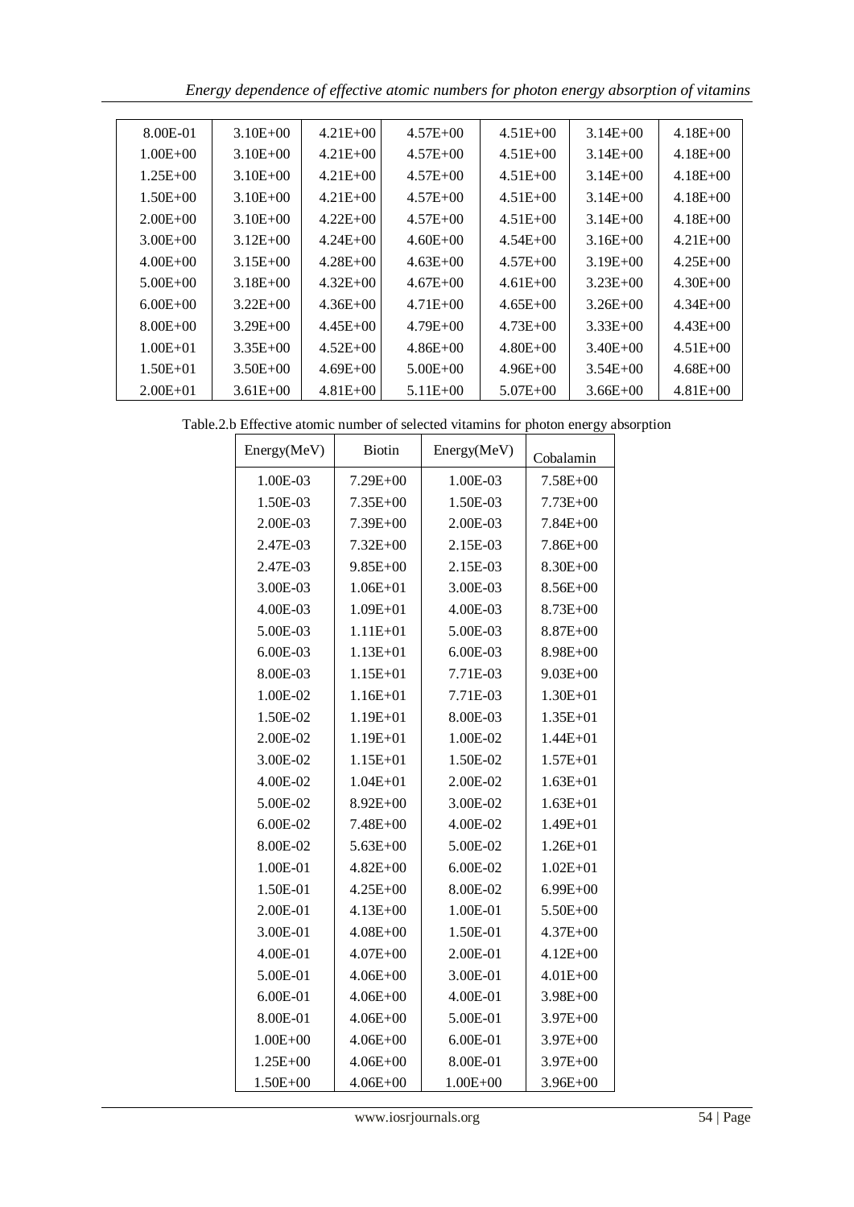| 8.00E-01 | 3.10E+00 | 4.21E+00 | 4.57E+00 | 4.51E+00 | 3.14E+00 | 4.18E+00 |
|---|---|---|---|---|---|---|
| 1.00E+00 | 3.10E+00 | 4.21E+00 | 4.57E+00 | 4.51E+00 | 3.14E+00 | 4.18E+00 |
| 1.25E+00 | 3.10E+00 | 4.21E+00 | 4.57E+00 | 4.51E+00 | 3.14E+00 | 4.18E+00 |
| 1.50E+00 | 3.10E+00 | 4.21E+00 | 4.57E+00 | 4.51E+00 | 3.14E+00 | 4.18E+00 |
| 2.00E+00 | 3.10E+00 | 4.22E+00 | 4.57E+00 | 4.51E+00 | 3.14E+00 | 4.18E+00 |
| 3.00E+00 | 3.12E+00 | 4.24E+00 | 4.60E+00 | 4.54E+00 | 3.16E+00 | 4.21E+00 |
| 4.00E+00 | 3.15E+00 | 4.28E+00 | 4.63E+00 | 4.57E+00 | 3.19E+00 | 4.25E+00 |
| 5.00E+00 | 3.18E+00 | 4.32E+00 | 4.67E+00 | 4.61E+00 | 3.23E+00 | 4.30E+00 |
| 6.00E+00 | 3.22E+00 | 4.36E+00 | 4.71E+00 | 4.65E+00 | 3.26E+00 | 4.34E+00 |
| 8.00E+00 | 3.29E+00 | 4.45E+00 | 4.79E+00 | 4.73E+00 | 3.33E+00 | 4.43E+00 |
| 1.00E+01 | 3.35E+00 | 4.52E+00 | 4.86E+00 | 4.80E+00 | 3.40E+00 | 4.51E+00 |
| 1.50E+01 | 3.50E+00 | 4.69E+00 | 5.00E+00 | 4.96E+00 | 3.54E+00 | 4.68E+00 |
| 2.00E+01 | 3.61E+00 | 4.81E+00 | 5.11E+00 | 5.07E+00 | 3.66E+00 | 4.81E+00 |

Table.2.b Effective atomic number of selected vitamins for photon energy absorption

| Energy(MeV) | Biotin | Energy(MeV) | Cobalamin |
|---|---|---|---|
| 1.00E-03 | 7.29E+00 | 1.00E-03 | 7.58E+00 |
| 1.50E-03 | 7.35E+00 | 1.50E-03 | 7.73E+00 |
| 2.00E-03 | 7.39E+00 | 2.00E-03 | 7.84E+00 |
| 2.47E-03 | 7.32E+00 | 2.15E-03 | 7.86E+00 |
| 2.47E-03 | 9.85E+00 | 2.15E-03 | 8.30E+00 |
| 3.00E-03 | 1.06E+01 | 3.00E-03 | 8.56E+00 |
| 4.00E-03 | 1.09E+01 | 4.00E-03 | 8.73E+00 |
| 5.00E-03 | 1.11E+01 | 5.00E-03 | 8.87E+00 |
| 6.00E-03 | 1.13E+01 | 6.00E-03 | 8.98E+00 |
| 8.00E-03 | 1.15E+01 | 7.71E-03 | 9.03E+00 |
| 1.00E-02 | 1.16E+01 | 7.71E-03 | 1.30E+01 |
| 1.50E-02 | 1.19E+01 | 8.00E-03 | 1.35E+01 |
| 2.00E-02 | 1.19E+01 | 1.00E-02 | 1.44E+01 |
| 3.00E-02 | 1.15E+01 | 1.50E-02 | 1.57E+01 |
| 4.00E-02 | 1.04E+01 | 2.00E-02 | 1.63E+01 |
| 5.00E-02 | 8.92E+00 | 3.00E-02 | 1.63E+01 |
| 6.00E-02 | 7.48E+00 | 4.00E-02 | 1.49E+01 |
| 8.00E-02 | 5.63E+00 | 5.00E-02 | 1.26E+01 |
| 1.00E-01 | 4.82E+00 | 6.00E-02 | 1.02E+01 |
| 1.50E-01 | 4.25E+00 | 8.00E-02 | 6.99E+00 |
| 2.00E-01 | 4.13E+00 | 1.00E-01 | 5.50E+00 |
| 3.00E-01 | 4.08E+00 | 1.50E-01 | 4.37E+00 |
| 4.00E-01 | 4.07E+00 | 2.00E-01 | 4.12E+00 |
| 5.00E-01 | 4.06E+00 | 3.00E-01 | 4.01E+00 |
| 6.00E-01 | 4.06E+00 | 4.00E-01 | 3.98E+00 |
| 8.00E-01 | 4.06E+00 | 5.00E-01 | 3.97E+00 |
| 1.00E+00 | 4.06E+00 | 6.00E-01 | 3.97E+00 |
| 1.25E+00 | 4.06E+00 | 8.00E-01 | 3.97E+00 |
| 1.50E+00 | 4.06E+00 | 1.00E+00 | 3.96E+00 |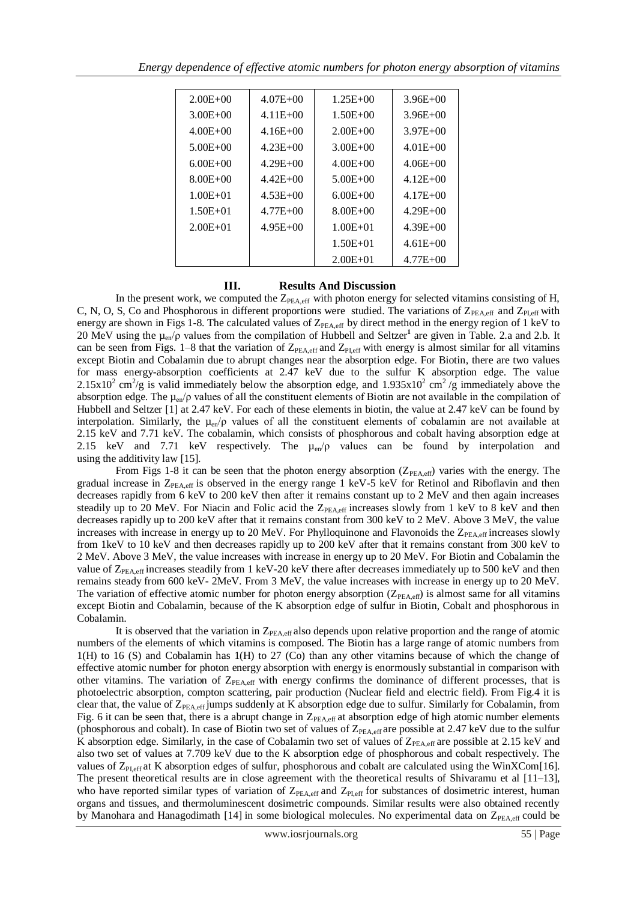| 2.00E+00 | 4.07E+00 | 1.25E+00 | 3.96E+00 |
|---|---|---|---|
| 3.00E+00 | 4.11E+00 | 1.50E+00 | 3.96E+00 |
| 4.00E+00 | 4.16E+00 | 2.00E+00 | 3.97E+00 |
| 5.00E+00 | 4.23E+00 | 3.00E+00 | 4.01E+00 |
| 6.00E+00 | 4.29E+00 | 4.00E+00 | 4.06E+00 |
| 8.00E+00 | 4.42E+00 | 5.00E+00 | 4.12E+00 |
| 1.00E+01 | 4.53E+00 | 6.00E+00 | 4.17E+00 |
| 1.50E+01 | 4.77E+00 | 8.00E+00 | 4.29E+00 |
| 2.00E+01 | 4.95E+00 | 1.00E+01 | 4.39E+00 |
| | | 1.50E+01 | 4.61E+00 |
| | | 2.00E+01 | 4.77E+00 |

## III. Results And Discussion

In the present work, we computed the $Z_{PEA,eff}$ with photon energy for selected vitamins consisting of H, C, N, O, S, Co and Phosphorous in different proportions were studied. The variations of $Z_{PEA,eff}$ and $Z_{PI,eff}$ with energy are shown in Figs 1-8. The calculated values of $Z_{PEA,eff}$ by direct method in the energy region of 1 keV to 20 MeV using the $\mu_{en}/\rho$ values from the compilation of Hubbell and Seltzer[1] are given in Table. 2.a and 2.b. It can be seen from Figs. 1–8 that the variation of $Z_{PEA,eff}$ and $Z_{PI,eff}$ with energy is almost similar for all vitamins except Biotin and Cobalamin due to abrupt changes near the absorption edge. For Biotin, there are two values for mass energy-absorption coefficients at 2.47 keV due to the sulfur K absorption edge. The value $2.15\text{x}10^2$ cm$^2$/g is valid immediately below the absorption edge, and $1.935\text{x}10^2$ cm$^2$ /g immediately above the absorption edge. The $\mu_{en}/\rho$ values of all the constituent elements of Biotin are not available in the compilation of Hubbell and Seltzer [1] at 2.47 keV. For each of these elements in biotin, the value at 2.47 keV can be found by interpolation. Similarly, the $\mu_{en}/\rho$ values of all the constituent elements of cobalamin are not available at 2.15 keV and 7.71 keV. The cobalamin, which consists of phosphorous and cobalt having absorption edge at 2.15 keV and 7.71 keV respectively. The $\mu_{en}/\rho$ values can be found by interpolation and using the additivity law [15].

From Figs 1-8 it can be seen that the photon energy absorption ($Z_{PEA,eff}$) varies with the energy. The gradual increase in $Z_{PEA,eff}$ is observed in the energy range 1 keV-5 keV for Retinol and Riboflavin and then decreases rapidly from 6 keV to 200 keV then after it remains constant up to 2 MeV and then again increases steadily up to 20 MeV. For Niacin and Folic acid the $Z_{PEA,eff}$ increases slowly from 1 keV to 8 keV and then decreases rapidly up to 200 keV after that it remains constant from 300 keV to 2 MeV. Above 3 MeV, the value increases with increase in energy up to 20 MeV. For Phylloquinone and Flavonoids the $Z_{PEA,eff}$ increases slowly from 1keV to 10 keV and then decreases rapidly up to 200 keV after that it remains constant from 300 keV to 2 MeV. Above 3 MeV, the value increases with increase in energy up to 20 MeV. For Biotin and Cobalamin the value of $Z_{PEA,eff}$ increases steadily from 1 keV-20 keV there after decreases immediately up to 500 keV and then remains steady from 600 keV- 2MeV. From 3 MeV, the value increases with increase in energy up to 20 MeV. The variation of effective atomic number for photon energy absorption ($Z_{PEA,eff}$) is almost same for all vitamins except Biotin and Cobalamin, because of the K absorption edge of sulfur in Biotin, Cobalt and phosphorous in Cobalamin.

It is observed that the variation in $Z_{PEA,eff}$ also depends upon relative proportion and the range of atomic numbers of the elements of which vitamins is composed. The Biotin has a large range of atomic numbers from 1(H) to 16 (S) and Cobalamin has 1(H) to 27 (Co) than any other vitamins because of which the change of effective atomic number for photon energy absorption with energy is enormously substantial in comparison with other vitamins. The variation of $Z_{PEA,eff}$ with energy confirms the dominance of different processes, that is photoelectric absorption, compton scattering, pair production (Nuclear field and electric field). From Fig.4 it is clear that, the value of $Z_{PEA,eff}$ jumps suddenly at K absorption edge due to sulfur. Similarly for Cobalamin, from Fig. 6 it can be seen that, there is a abrupt change in $Z_{PEA,eff}$ at absorption edge of high atomic number elements (phosphorous and cobalt). In case of Biotin two set of values of $Z_{PEA,eff}$ are possible at 2.47 keV due to the sulfur K absorption edge. Similarly, in the case of Cobalamin two set of values of $Z_{PEA,eff}$ are possible at 2.15 keV and also two set of values at 7.709 keV due to the K absorption edge of phosphorous and cobalt respectively. The values of $Z_{PI,eff}$ at K absorption edges of sulfur, phosphorous and cobalt are calculated using the WinXCom[16]. The present theoretical results are in close agreement with the theoretical results of Shivaramu et al [11–13], who have reported similar types of variation of $Z_{PEA,eff}$ and $Z_{PI,eff}$ for substances of dosimetric interest, human organs and tissues, and thermoluminescent dosimetric compounds. Similar results were also obtained recently by Manohara and Hanagodimath [14] in some biological molecules. No experimental data on $Z_{PEA,eff}$ could be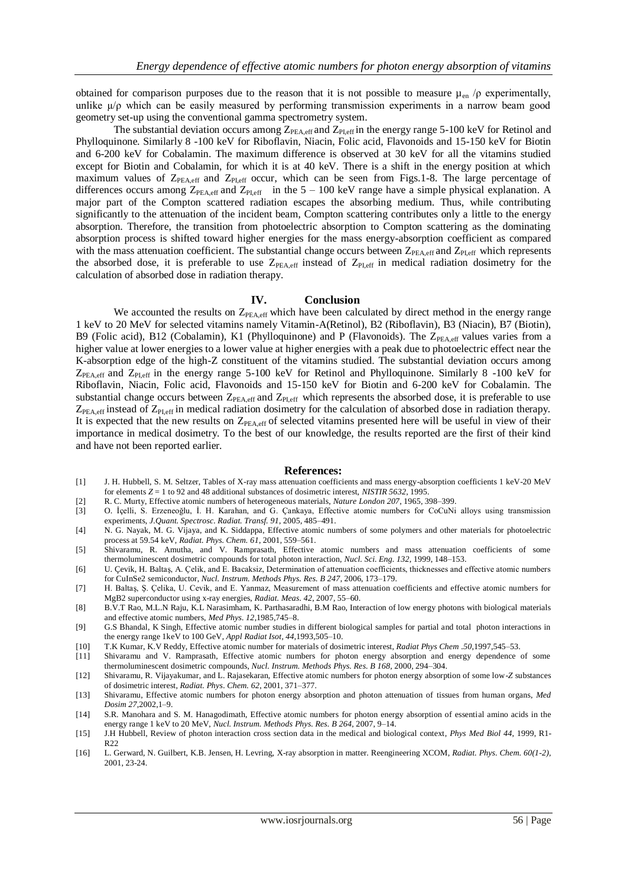obtained for comparison purposes due to the reason that it is not possible to measure $\mu_{en}/\rho$ experimentally, unlike $\mu/\rho$ which can be easily measured by performing transmission experiments in a narrow beam good geometry set-up using the conventional gamma spectrometry system.

The substantial deviation occurs among $Z_{PEA,eff}$ and $Z_{PI,eff}$ in the energy range 5-100 keV for Retinol and Phylloquinone. Similarly 8 -100 keV for Riboflavin, Niacin, Folic acid, Flavonoids and 15-150 keV for Biotin and 6-200 keV for Cobalamin. The maximum difference is observed at 30 keV for all the vitamins studied except for Biotin and Cobalamin, for which it is at 40 keV. There is a shift in the energy position at which maximum values of $Z_{PEA,eff}$ and $Z_{PI,eff}$ occur, which can be seen from Figs.1-8. The large percentage of differences occurs among $Z_{PEA,eff}$ and $Z_{PI,eff}$ in the 5 – 100 keV range have a simple physical explanation. A major part of the Compton scattered radiation escapes the absorbing medium. Thus, while contributing significantly to the attenuation of the incident beam, Compton scattering contributes only a little to the energy absorption. Therefore, the transition from photoelectric absorption to Compton scattering as the dominating absorption process is shifted toward higher energies for the mass energy-absorption coefficient as compared with the mass attenuation coefficient. The substantial change occurs between $Z_{PEA,eff}$ and $Z_{PI,eff}$ which represents the absorbed dose, it is preferable to use $Z_{PEA,eff}$ instead of $Z_{PI,eff}$ in medical radiation dosimetry for the calculation of absorbed dose in radiation therapy.

## IV. Conclusion

We accounted the results on $Z_{PEA,eff}$ which have been calculated by direct method in the energy range 1 keV to 20 MeV for selected vitamins namely Vitamin-A(Retinol), B2 (Riboflavin), B3 (Niacin), B7 (Biotin), B9 (Folic acid), B12 (Cobalamin), K1 (Phylloquinone) and P (Flavonoids). The $Z_{PEA,eff}$ values varies from a higher value at lower energies to a lower value at higher energies with a peak due to photoelectric effect near the K-absorption edge of the high-Z constituent of the vitamins studied. The substantial deviation occurs among $Z_{PEA,eff}$ and $Z_{PI,eff}$ in the energy range 5-100 keV for Retinol and Phylloquinone. Similarly 8 -100 keV for Riboflavin, Niacin, Folic acid, Flavonoids and 15-150 keV for Biotin and 6-200 keV for Cobalamin. The substantial change occurs between $Z_{PEA,eff}$ and $Z_{PI,eff}$ which represents the absorbed dose, it is preferable to use $Z_{PEA,eff}$ instead of $Z_{PI,eff}$ in medical radiation dosimetry for the calculation of absorbed dose in radiation therapy. It is expected that the new results on $Z_{PEA,eff}$ of selected vitamins presented here will be useful in view of their importance in medical dosimetry. To the best of our knowledge, the results reported are the first of their kind and have not been reported earlier.

## References:

[1] J. H. Hubbell, S. M. Seltzer, Tables of X-ray mass attenuation coefficients and mass energy-absorption coefficients 1 keV-20 MeV for elements *Z* = 1 to 92 and 48 additional substances of dosimetric interest, *NISTIR 5632*, 1995.

[2] R. C. Murty, Effective atomic numbers of heterogeneous materials, *Nature London 207*, 1965, 398–399.

[3] O. İçelli, S. Erzeneoğlu, İ. H. Karahan, and G. Çankaya, Effective atomic numbers for CoCuNi alloys using transmission experiments, *J.Quant. Spectrosc. Radiat. Transf. 91*, 2005, 485–491.

[4] N. G. Nayak, M. G. Vijaya, and K. Siddappa, Effective atomic numbers of some polymers and other materials for photoelectric process at 59.54 keV, *Radiat. Phys. Chem. 61*, 2001, 559–561.

[5] Shivaramu, R. Amutha, and V. Ramprasath, Effective atomic numbers and mass attenuation coefficients of some thermoluminescent dosimetric compounds for total photon interaction, *Nucl. Sci. Eng. 132*, 1999, 148–153.

[6] U. Çevik, H. Baltaş, A. Çelik, and E. Bacaksiz, Determination of attenuation coefficients, thicknesses and effective atomic numbers for CuInSe2 semiconductor, *Nucl. Instrum. Methods Phys. Res. B 247*, 2006, 173–179.

[7] H. Baltaş, Ş. Çelika, U. Cevik, and E. Yanmaz, Measurement of mass attenuation coefficients and effective atomic numbers for MgB2 superconductor using x-ray energies, *Radiat. Meas. 42*, 2007, 55–60.

[8] B.V.T Rao, M.L.N Raju, K.L Narasimham, K. Parthasaradhi, B.M Rao, Interaction of low energy photons with biological materials and effective atomic numbers, *Med Phys. 12*,1985,745–8.

[9] G.S Bhandal, K Singh, Effective atomic number studies in different biological samples for partial and total photon interactions in the energy range 1keV to 100 GeV, *Appl Radiat Isot, 44*,1993,505–10.

[10] T.K Kumar, K.V Reddy, Effective atomic number for materials of dosimetric interest, *Radiat Phys Chem .50*,1997,545–53.

[11] Shivaramu and V. Ramprasath, Effective atomic numbers for photon energy absorption and energy dependence of some thermoluminescent dosimetric compounds, *Nucl. Instrum. Methods Phys. Res. B 168*, 2000, 294–304.

[12] Shivaramu, R. Vijayakumar, and L. Rajasekaran, Effective atomic numbers for photon energy absorption of some low-*Z* substances of dosimetric interest, *Radiat. Phys. Chem. 62*, 2001, 371–377.

[13] Shivaramu, Effective atomic numbers for photon energy absorption and photon attenuation of tissues from human organs, *Med Dosim 27*,2002,1–9.

[14] S.R. Manohara and S. M. Hanagodimath, Effective atomic numbers for photon energy absorption of essential amino acids in the energy range 1 keV to 20 MeV, *Nucl. Instrum. Methods Phys. Res. B 264*, 2007, 9–14.

[15] J.H Hubbell, Review of photon interaction cross section data in the medical and biological context, *Phys Med Biol 44*, 1999, R1-R22

[16] L. Gerward, N. Guilbert, K.B. Jensen, H. Levring, X-ray absorption in matter. Reengineering XCOM, *Radiat. Phys. Chem. 60(1-2)*, 2001, 23-24.